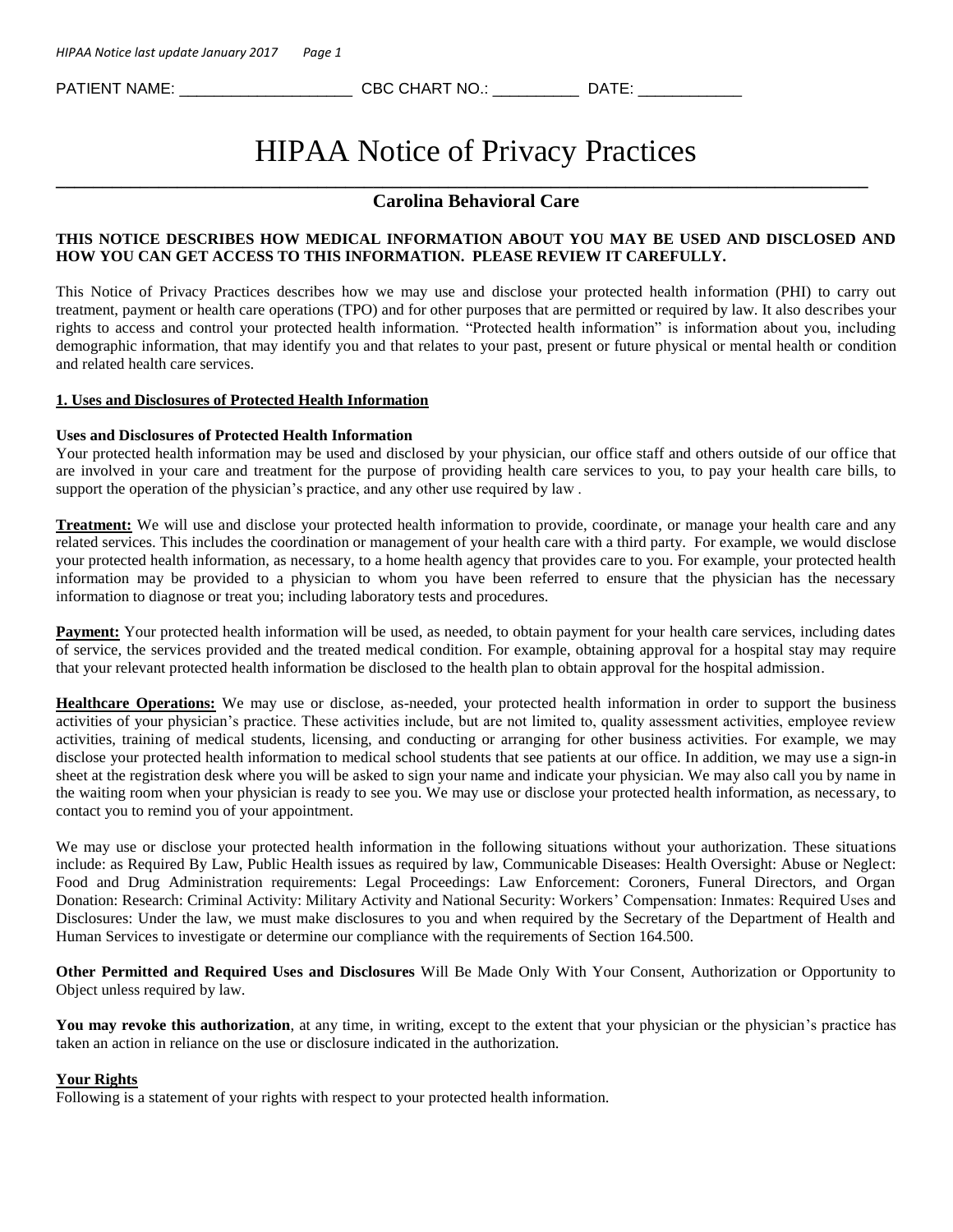PATIENT NAME: ____________________ CBC CHART NO.: __________ DATE: ____________

# HIPAA Notice of Privacy Practices

## Carolina Behavioral Care

**THIS NOTICE DESCRIBES HOW MEDICAL INFORMATION ABOUT YOU MAY BE USED AND DISCLOSED AND HOW YOU CAN GET ACCESS TO THIS INFORMATION. PLEASE REVIEW IT CAREFULLY.**

This Notice of Privacy Practices describes how we may use and disclose your protected health information (PHI) to carry out treatment, payment or health care operations (TPO) and for other purposes that are permitted or required by law. It also describes your rights to access and control your protected health information. "Protected health information" is information about you, including demographic information, that may identify you and that relates to your past, present or future physical or mental health or condition and related health care services.

### 1. Uses and Disclosures of Protected Health Information

**Uses and Disclosures of Protected Health Information**

Your protected health information may be used and disclosed by your physician, our office staff and others outside of our office that are involved in your care and treatment for the purpose of providing health care services to you, to pay your health care bills, to support the operation of the physician's practice, and any other use required by law .

**Treatment:** We will use and disclose your protected health information to provide, coordinate, or manage your health care and any related services. This includes the coordination or management of your health care with a third party. For example, we would disclose your protected health information, as necessary, to a home health agency that provides care to you. For example, your protected health information may be provided to a physician to whom you have been referred to ensure that the physician has the necessary information to diagnose or treat you; including laboratory tests and procedures.

**Payment:** Your protected health information will be used, as needed, to obtain payment for your health care services, including dates of service, the services provided and the treated medical condition. For example, obtaining approval for a hospital stay may require that your relevant protected health information be disclosed to the health plan to obtain approval for the hospital admission.

**Healthcare Operations:** We may use or disclose, as-needed, your protected health information in order to support the business activities of your physician's practice. These activities include, but are not limited to, quality assessment activities, employee review activities, training of medical students, licensing, and conducting or arranging for other business activities. For example, we may disclose your protected health information to medical school students that see patients at our office. In addition, we may use a sign-in sheet at the registration desk where you will be asked to sign your name and indicate your physician. We may also call you by name in the waiting room when your physician is ready to see you. We may use or disclose your protected health information, as necessary, to contact you to remind you of your appointment.

We may use or disclose your protected health information in the following situations without your authorization. These situations include: as Required By Law, Public Health issues as required by law, Communicable Diseases: Health Oversight: Abuse or Neglect: Food and Drug Administration requirements: Legal Proceedings: Law Enforcement: Coroners, Funeral Directors, and Organ Donation: Research: Criminal Activity: Military Activity and National Security: Workers' Compensation: Inmates: Required Uses and Disclosures: Under the law, we must make disclosures to you and when required by the Secretary of the Department of Health and Human Services to investigate or determine our compliance with the requirements of Section 164.500.

**Other Permitted and Required Uses and Disclosures** Will Be Made Only With Your Consent, Authorization or Opportunity to Object unless required by law.

**You may revoke this authorization**, at any time, in writing, except to the extent that your physician or the physician's practice has taken an action in reliance on the use or disclosure indicated in the authorization.

### Your Rights

Following is a statement of your rights with respect to your protected health information.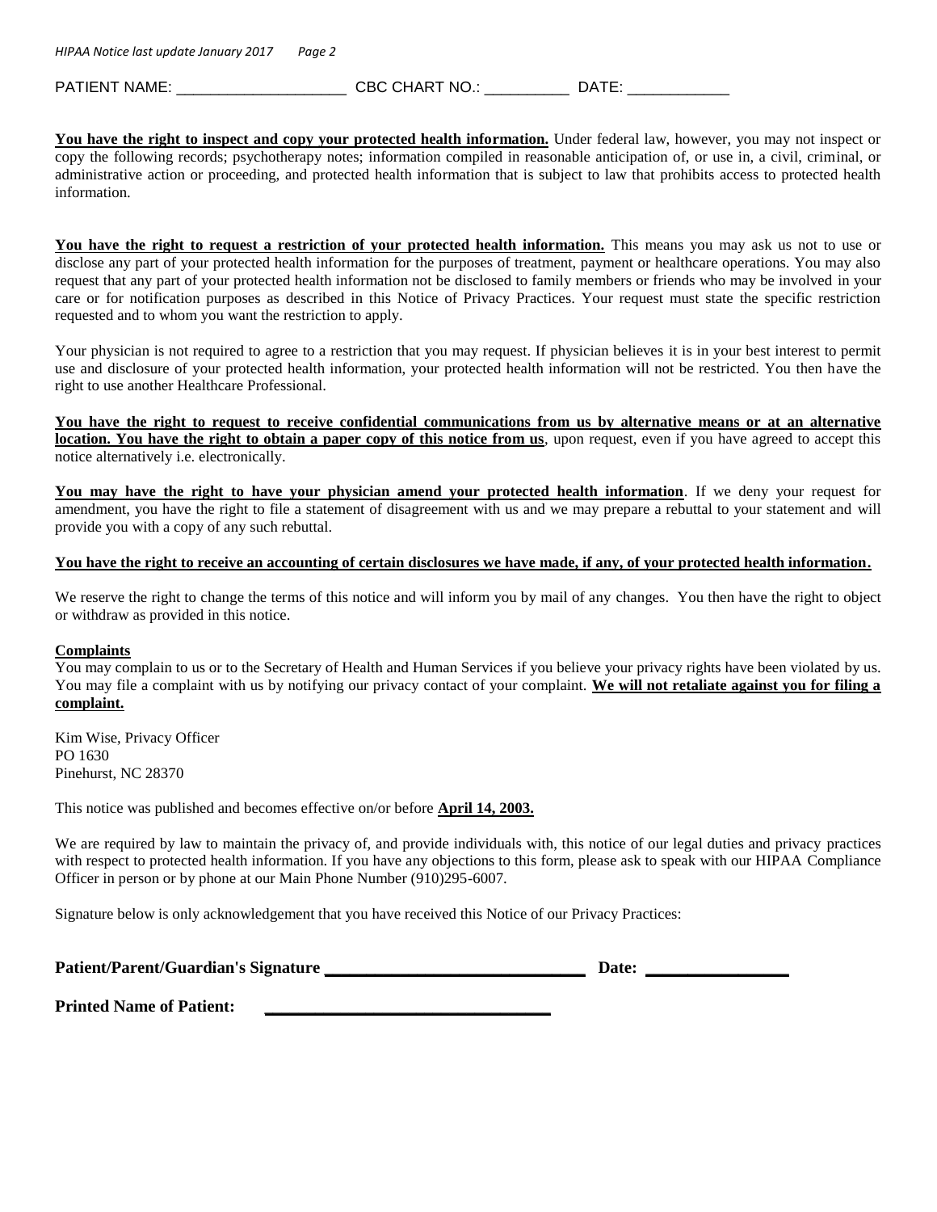PATIENT NAME: ____________________ CBC CHART NO.: __________ DATE: ____________

**<u>You have the right to inspect and copy your protected health information.</u>** Under federal law, however, you may not inspect or copy the following records; psychotherapy notes; information compiled in reasonable anticipation of, or use in, a civil, criminal, or administrative action or proceeding, and protected health information that is subject to law that prohibits access to protected health information.

**<u>You have the right to request a restriction of your protected health information.</u>** This means you may ask us not to use or disclose any part of your protected health information for the purposes of treatment, payment or healthcare operations. You may also request that any part of your protected health information not be disclosed to family members or friends who may be involved in your care or for notification purposes as described in this Notice of Privacy Practices. Your request must state the specific restriction requested and to whom you want the restriction to apply.

Your physician is not required to agree to a restriction that you may request. If physician believes it is in your best interest to permit use and disclosure of your protected health information, your protected health information will not be restricted. You then have the right to use another Healthcare Professional.

**<u>You have the right to request to receive confidential communications from us by alternative means or at an alternative location. You have the right to obtain a paper copy of this notice from us</u>**, upon request, even if you have agreed to accept this notice alternatively i.e. electronically.

**<u>You may have the right to have your physician amend your protected health information</u>**. If we deny your request for amendment, you have the right to file a statement of disagreement with us and we may prepare a rebuttal to your statement and will provide you with a copy of any such rebuttal.

**<u>You have the right to receive an accounting of certain disclosures we have made, if any, of your protected health information.</u>**

We reserve the right to change the terms of this notice and will inform you by mail of any changes. You then have the right to object or withdraw as provided in this notice.

**<u>Complaints</u>**

You may complain to us or to the Secretary of Health and Human Services if you believe your privacy rights have been violated by us. You may file a complaint with us by notifying our privacy contact of your complaint. **<u>We will not retaliate against you for filing a complaint.</u>**

Kim Wise, Privacy Officer
PO 1630
Pinehurst, NC 28370

This notice was published and becomes effective on/or before **<u>April 14, 2003.</u>**

We are required by law to maintain the privacy of, and provide individuals with, this notice of our legal duties and privacy practices with respect to protected health information. If you have any objections to this form, please ask to speak with our HIPAA Compliance Officer in person or by phone at our Main Phone Number (910)295-6007.

Signature below is only acknowledgement that you have received this Notice of our Privacy Practices:

**Patient/Parent/Guardian's Signature** ______________________________ **Date:** ________________

**Printed Name of Patient:** ________________________________